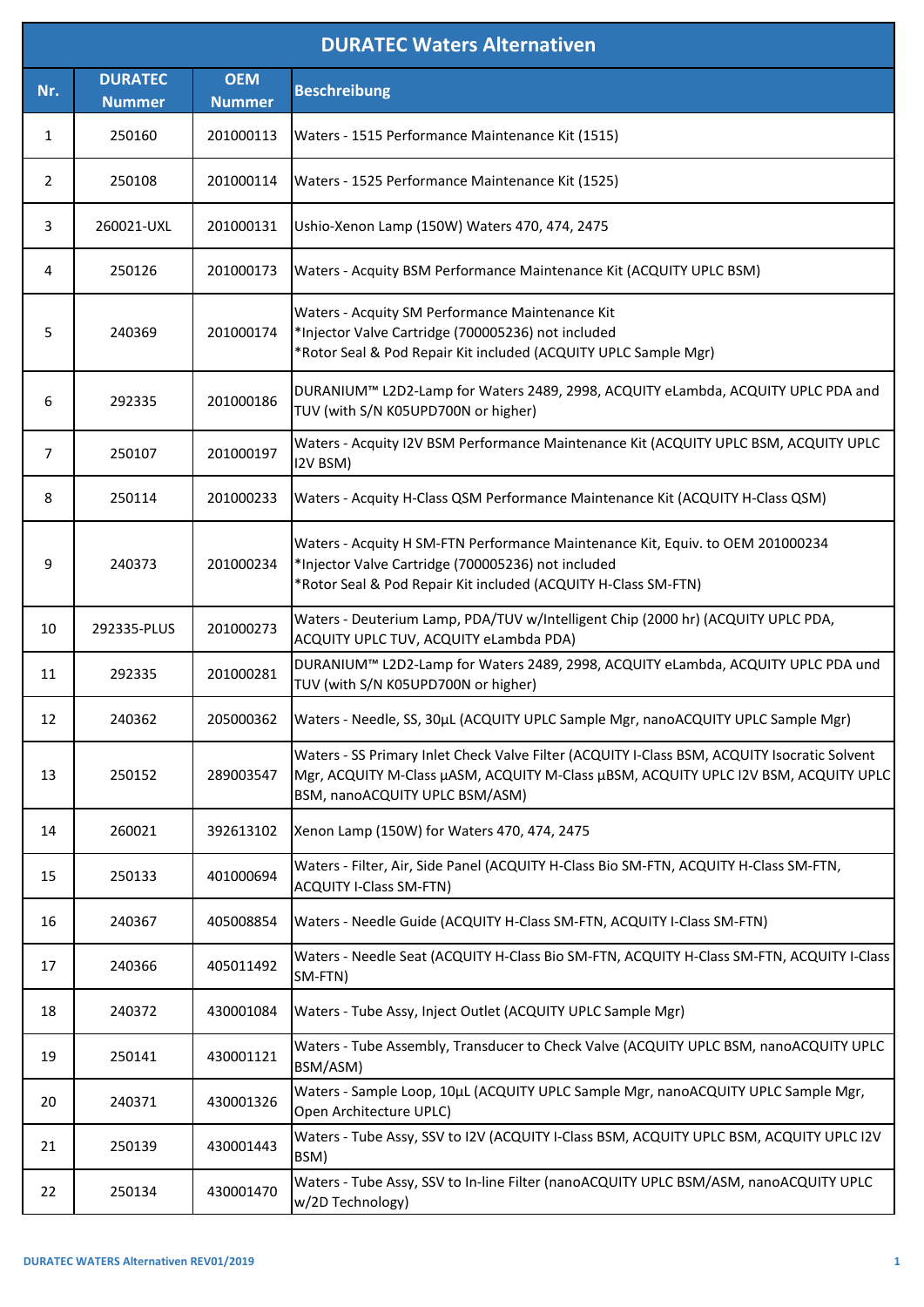# DURATEC Waters Alternativen

| Nr. | DURATEC Nummer | OEM Nummer | Beschreibung |
|---|---|---|---|
| 1 | 250160 | 201000113 | Waters - 1515 Performance Maintenance Kit (1515) |
| 2 | 250108 | 201000114 | Waters - 1525 Performance Maintenance Kit (1525) |
| 3 | 260021-UXL | 201000131 | Ushio-Xenon Lamp (150W) Waters 470, 474, 2475 |
| 4 | 250126 | 201000173 | Waters - Acquity BSM Performance Maintenance Kit (ACQUITY UPLC BSM) |
| 5 | 240369 | 201000174 | Waters - Acquity SM Performance Maintenance Kit<br>*Injector Valve Cartridge (700005236) not included<br>*Rotor Seal & Pod Repair Kit included (ACQUITY UPLC Sample Mgr) |
| 6 | 292335 | 201000186 | DURANIUM™ L2D2-Lamp for Waters 2489, 2998, ACQUITY eLambda, ACQUITY UPLC PDA and TUV (with S/N K05UPD700N or higher) |
| 7 | 250107 | 201000197 | Waters - Acquity I2V BSM Performance Maintenance Kit (ACQUITY UPLC BSM, ACQUITY UPLC I2V BSM) |
| 8 | 250114 | 201000233 | Waters - Acquity H-Class QSM Performance Maintenance Kit (ACQUITY H-Class QSM) |
| 9 | 240373 | 201000234 | Waters - Acquity H SM-FTN Performance Maintenance Kit, Equiv. to OEM 201000234<br>*Injector Valve Cartridge (700005236) not included<br>*Rotor Seal & Pod Repair Kit included (ACQUITY H-Class SM-FTN) |
| 10 | 292335-PLUS | 201000273 | Waters - Deuterium Lamp, PDA/TUV w/Intelligent Chip (2000 hr) (ACQUITY UPLC PDA, ACQUITY UPLC TUV, ACQUITY eLambda PDA) |
| 11 | 292335 | 201000281 | DURANIUM™ L2D2-Lamp for Waters 2489, 2998, ACQUITY eLambda, ACQUITY UPLC PDA und TUV (with S/N K05UPD700N or higher) |
| 12 | 240362 | 205000362 | Waters - Needle, SS, 30µL (ACQUITY UPLC Sample Mgr, nanoACQUITY UPLC Sample Mgr) |
| 13 | 250152 | 289003547 | Waters - SS Primary Inlet Check Valve Filter (ACQUITY I-Class BSM, ACQUITY Isocratic Solvent Mgr, ACQUITY M-Class µASM, ACQUITY M-Class µBSM, ACQUITY UPLC I2V BSM, ACQUITY UPLC BSM, nanoACQUITY UPLC BSM/ASM) |
| 14 | 260021 | 392613102 | Xenon Lamp (150W) for Waters 470, 474, 2475 |
| 15 | 250133 | 401000694 | Waters - Filter, Air, Side Panel (ACQUITY H-Class Bio SM-FTN, ACQUITY H-Class SM-FTN, ACQUITY I-Class SM-FTN) |
| 16 | 240367 | 405008854 | Waters - Needle Guide (ACQUITY H-Class SM-FTN, ACQUITY I-Class SM-FTN) |
| 17 | 240366 | 405011492 | Waters - Needle Seat (ACQUITY H-Class Bio SM-FTN, ACQUITY H-Class SM-FTN, ACQUITY I-Class SM-FTN) |
| 18 | 240372 | 430001084 | Waters - Tube Assy, Inject Outlet (ACQUITY UPLC Sample Mgr) |
| 19 | 250141 | 430001121 | Waters - Tube Assembly, Transducer to Check Valve (ACQUITY UPLC BSM, nanoACQUITY UPLC BSM/ASM) |
| 20 | 240371 | 430001326 | Waters - Sample Loop, 10µL (ACQUITY UPLC Sample Mgr, nanoACQUITY UPLC Sample Mgr, Open Architecture UPLC) |
| 21 | 250139 | 430001443 | Waters - Tube Assy, SSV to I2V (ACQUITY I-Class BSM, ACQUITY UPLC BSM, ACQUITY UPLC I2V BSM) |
| 22 | 250134 | 430001470 | Waters - Tube Assy, SSV to In-line Filter (nanoACQUITY UPLC BSM/ASM, nanoACQUITY UPLC w/2D Technology) |

DURATEC WATERS Alternativen REV01/2019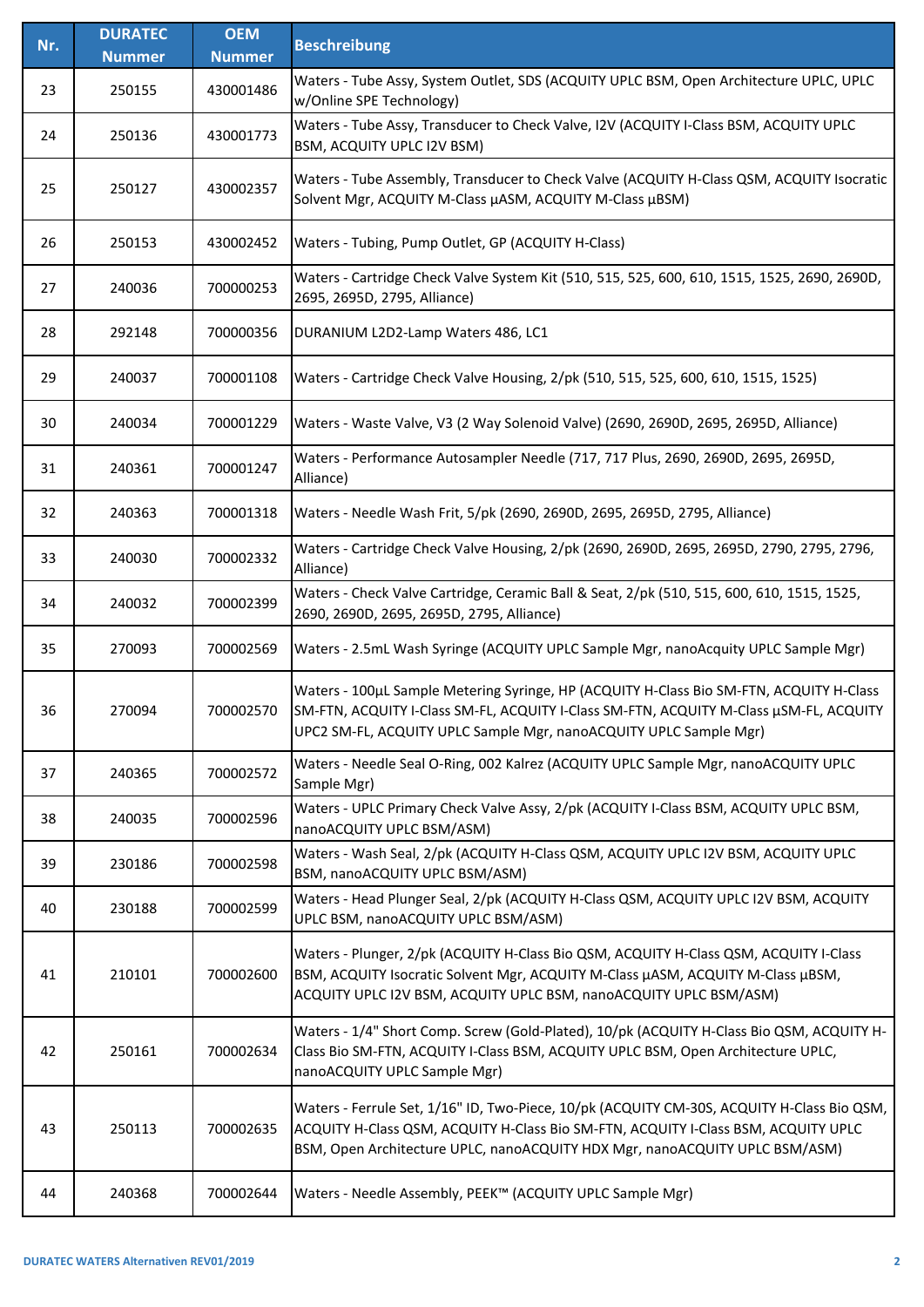| Nr. | DURATEC Nummer | OEM Nummer | Beschreibung |
| --- | --- | --- | --- |
| 23 | 250155 | 430001486 | Waters - Tube Assy, System Outlet, SDS (ACQUITY UPLC BSM, Open Architecture UPLC, UPLC w/Online SPE Technology) |
| 24 | 250136 | 430001773 | Waters - Tube Assy, Transducer to Check Valve, I2V (ACQUITY I-Class BSM, ACQUITY UPLC BSM, ACQUITY UPLC I2V BSM) |
| 25 | 250127 | 430002357 | Waters - Tube Assembly, Transducer to Check Valve (ACQUITY H-Class QSM, ACQUITY Isocratic Solvent Mgr, ACQUITY M-Class µASM, ACQUITY M-Class µBSM) |
| 26 | 250153 | 430002452 | Waters - Tubing, Pump Outlet, GP (ACQUITY H-Class) |
| 27 | 240036 | 700000253 | Waters - Cartridge Check Valve System Kit (510, 515, 525, 600, 610, 1515, 1525, 2690, 2690D, 2695, 2695D, 2795, Alliance) |
| 28 | 292148 | 700000356 | DURANIUM L2D2-Lamp Waters 486, LC1 |
| 29 | 240037 | 700001108 | Waters - Cartridge Check Valve Housing, 2/pk (510, 515, 525, 600, 610, 1515, 1525) |
| 30 | 240034 | 700001229 | Waters - Waste Valve, V3 (2 Way Solenoid Valve) (2690, 2690D, 2695, 2695D, Alliance) |
| 31 | 240361 | 700001247 | Waters - Performance Autosampler Needle (717, 717 Plus, 2690, 2690D, 2695, 2695D, Alliance) |
| 32 | 240363 | 700001318 | Waters - Needle Wash Frit, 5/pk (2690, 2690D, 2695, 2695D, 2795, Alliance) |
| 33 | 240030 | 700002332 | Waters - Cartridge Check Valve Housing, 2/pk (2690, 2690D, 2695, 2695D, 2790, 2795, 2796, Alliance) |
| 34 | 240032 | 700002399 | Waters - Check Valve Cartridge, Ceramic Ball & Seat, 2/pk (510, 515, 600, 610, 1515, 1525, 2690, 2690D, 2695, 2695D, 2795, Alliance) |
| 35 | 270093 | 700002569 | Waters - 2.5mL Wash Syringe (ACQUITY UPLC Sample Mgr, nanoAcquity UPLC Sample Mgr) |
| 36 | 270094 | 700002570 | Waters - 100µL Sample Metering Syringe, HP (ACQUITY H-Class Bio SM-FTN, ACQUITY H-Class SM-FTN, ACQUITY I-Class SM-FL, ACQUITY I-Class SM-FTN, ACQUITY M-Class µSM-FL, ACQUITY UPC2 SM-FL, ACQUITY UPLC Sample Mgr, nanoACQUITY UPLC Sample Mgr) |
| 37 | 240365 | 700002572 | Waters - Needle Seal O-Ring, 002 Kalrez (ACQUITY UPLC Sample Mgr, nanoACQUITY UPLC Sample Mgr) |
| 38 | 240035 | 700002596 | Waters - UPLC Primary Check Valve Assy, 2/pk (ACQUITY I-Class BSM, ACQUITY UPLC BSM, nanoACQUITY UPLC BSM/ASM) |
| 39 | 230186 | 700002598 | Waters - Wash Seal, 2/pk (ACQUITY H-Class QSM, ACQUITY UPLC I2V BSM, ACQUITY UPLC BSM, nanoACQUITY UPLC BSM/ASM) |
| 40 | 230188 | 700002599 | Waters - Head Plunger Seal, 2/pk (ACQUITY H-Class QSM, ACQUITY UPLC I2V BSM, ACQUITY UPLC BSM, nanoACQUITY UPLC BSM/ASM) |
| 41 | 210101 | 700002600 | Waters - Plunger, 2/pk (ACQUITY H-Class Bio QSM, ACQUITY H-Class QSM, ACQUITY I-Class BSM, ACQUITY Isocratic Solvent Mgr, ACQUITY M-Class µASM, ACQUITY M-Class µBSM, ACQUITY UPLC I2V BSM, ACQUITY UPLC BSM, nanoACQUITY UPLC BSM/ASM) |
| 42 | 250161 | 700002634 | Waters - 1/4" Short Comp. Screw (Gold-Plated), 10/pk (ACQUITY H-Class Bio QSM, ACQUITY H-Class Bio SM-FTN, ACQUITY I-Class BSM, ACQUITY UPLC BSM, Open Architecture UPLC, nanoACQUITY UPLC Sample Mgr) |
| 43 | 250113 | 700002635 | Waters - Ferrule Set, 1/16" ID, Two-Piece, 10/pk (ACQUITY CM-30S, ACQUITY H-Class Bio QSM, ACQUITY H-Class QSM, ACQUITY H-Class Bio SM-FTN, ACQUITY I-Class BSM, ACQUITY UPLC BSM, Open Architecture UPLC, nanoACQUITY HDX Mgr, nanoACQUITY UPLC BSM/ASM) |
| 44 | 240368 | 700002644 | Waters - Needle Assembly, PEEK™ (ACQUITY UPLC Sample Mgr) |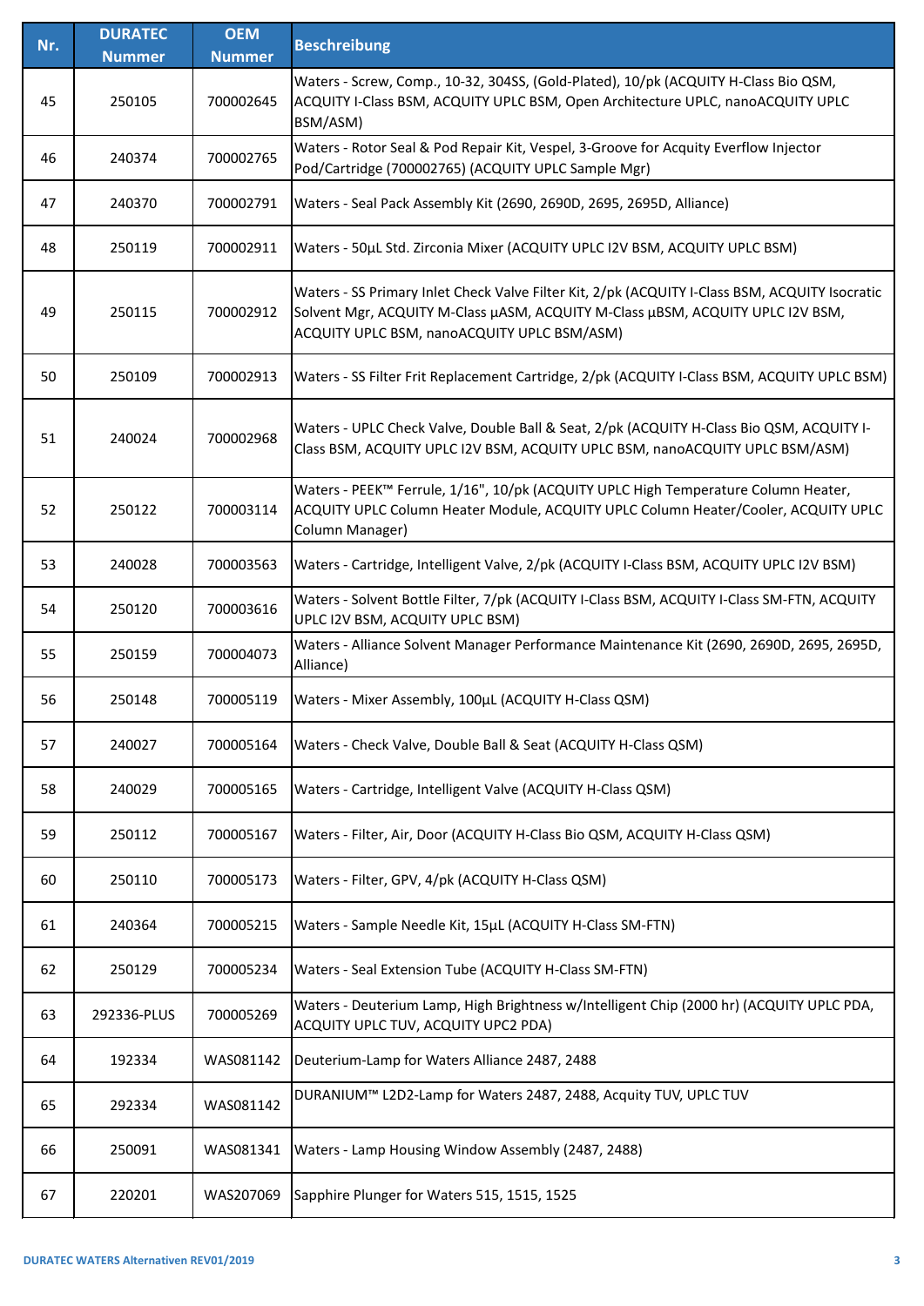| Nr. | DURATEC Nummer | OEM Nummer | Beschreibung |
|---|---|---|---|
| 45 | 250105 | 700002645 | Waters - Screw, Comp., 10-32, 304SS, (Gold-Plated), 10/pk (ACQUITY H-Class Bio QSM, ACQUITY I-Class BSM, ACQUITY UPLC BSM, Open Architecture UPLC, nanoACQUITY UPLC BSM/ASM) |
| 46 | 240374 | 700002765 | Waters - Rotor Seal & Pod Repair Kit, Vespel, 3-Groove for Acquity Everflow Injector Pod/Cartridge (700002765) (ACQUITY UPLC Sample Mgr) |
| 47 | 240370 | 700002791 | Waters - Seal Pack Assembly Kit (2690, 2690D, 2695, 2695D, Alliance) |
| 48 | 250119 | 700002911 | Waters - 50µL Std. Zirconia Mixer (ACQUITY UPLC I2V BSM, ACQUITY UPLC BSM) |
| 49 | 250115 | 700002912 | Waters - SS Primary Inlet Check Valve Filter Kit, 2/pk (ACQUITY I-Class BSM, ACQUITY Isocratic Solvent Mgr, ACQUITY M-Class µASM, ACQUITY M-Class µBSM, ACQUITY UPLC I2V BSM, ACQUITY UPLC BSM, nanoACQUITY UPLC BSM/ASM) |
| 50 | 250109 | 700002913 | Waters - SS Filter Frit Replacement Cartridge, 2/pk (ACQUITY I-Class BSM, ACQUITY UPLC BSM) |
| 51 | 240024 | 700002968 | Waters - UPLC Check Valve, Double Ball & Seat, 2/pk (ACQUITY H-Class Bio QSM, ACQUITY I-Class BSM, ACQUITY UPLC I2V BSM, ACQUITY UPLC BSM, nanoACQUITY UPLC BSM/ASM) |
| 52 | 250122 | 700003114 | Waters - PEEK™ Ferrule, 1/16", 10/pk (ACQUITY UPLC High Temperature Column Heater, ACQUITY UPLC Column Heater Module, ACQUITY UPLC Column Heater/Cooler, ACQUITY UPLC Column Manager) |
| 53 | 240028 | 700003563 | Waters - Cartridge, Intelligent Valve, 2/pk (ACQUITY I-Class BSM, ACQUITY UPLC I2V BSM) |
| 54 | 250120 | 700003616 | Waters - Solvent Bottle Filter, 7/pk (ACQUITY I-Class BSM, ACQUITY I-Class SM-FTN, ACQUITY UPLC I2V BSM, ACQUITY UPLC BSM) |
| 55 | 250159 | 700004073 | Waters - Alliance Solvent Manager Performance Maintenance Kit (2690, 2690D, 2695, 2695D, Alliance) |
| 56 | 250148 | 700005119 | Waters - Mixer Assembly, 100µL (ACQUITY H-Class QSM) |
| 57 | 240027 | 700005164 | Waters - Check Valve, Double Ball & Seat (ACQUITY H-Class QSM) |
| 58 | 240029 | 700005165 | Waters - Cartridge, Intelligent Valve (ACQUITY H-Class QSM) |
| 59 | 250112 | 700005167 | Waters - Filter, Air, Door (ACQUITY H-Class Bio QSM, ACQUITY H-Class QSM) |
| 60 | 250110 | 700005173 | Waters - Filter, GPV, 4/pk (ACQUITY H-Class QSM) |
| 61 | 240364 | 700005215 | Waters - Sample Needle Kit, 15µL (ACQUITY H-Class SM-FTN) |
| 62 | 250129 | 700005234 | Waters - Seal Extension Tube (ACQUITY H-Class SM-FTN) |
| 63 | 292336-PLUS | 700005269 | Waters - Deuterium Lamp, High Brightness w/Intelligent Chip (2000 hr) (ACQUITY UPLC PDA, ACQUITY UPLC TUV, ACQUITY UPC2 PDA) |
| 64 | 192334 | WAS081142 | Deuterium-Lamp for Waters Alliance 2487, 2488 |
| 65 | 292334 | WAS081142 | DURANIUM™ L2D2-Lamp for Waters 2487, 2488, Acquity TUV, UPLC TUV |
| 66 | 250091 | WAS081341 | Waters - Lamp Housing Window Assembly (2487, 2488) |
| 67 | 220201 | WAS207069 | Sapphire Plunger for Waters 515, 1515, 1525 |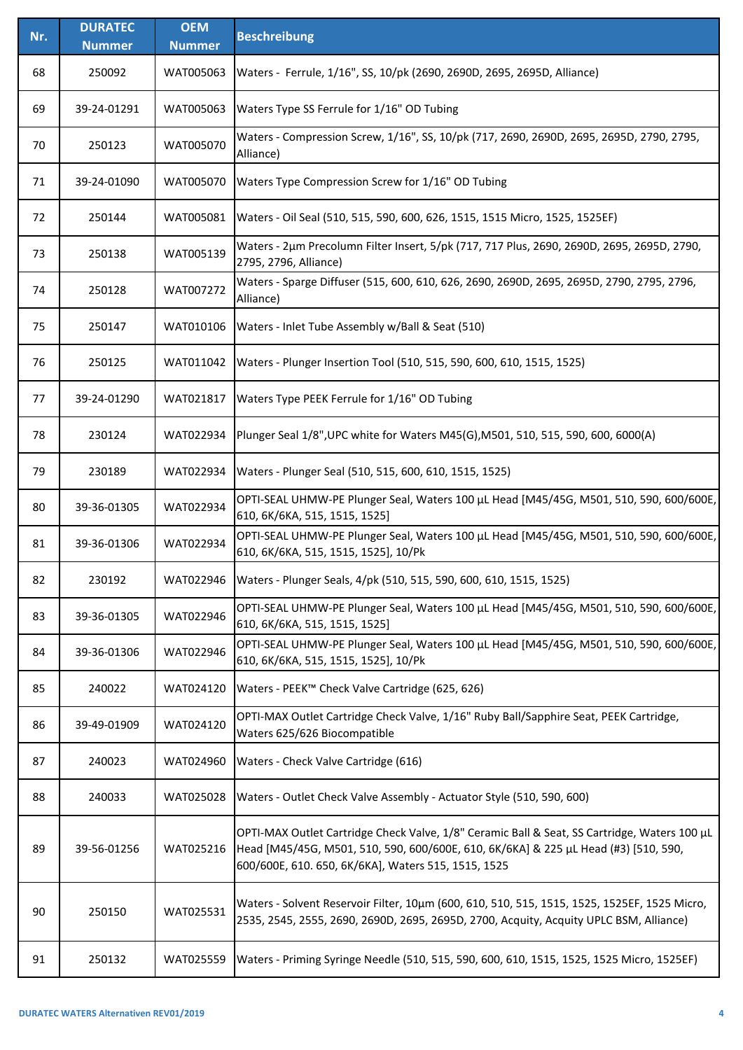| Nr. | DURATEC Nummer | OEM Nummer | Beschreibung |
|---|---|---|---|
| 68 | 250092 | WAT005063 | Waters - Ferrule, 1/16", SS, 10/pk (2690, 2690D, 2695, 2695D, Alliance) |
| 69 | 39-24-01291 | WAT005063 | Waters Type SS Ferrule for 1/16" OD Tubing |
| 70 | 250123 | WAT005070 | Waters - Compression Screw, 1/16", SS, 10/pk (717, 2690, 2690D, 2695, 2695D, 2790, 2795, Alliance) |
| 71 | 39-24-01090 | WAT005070 | Waters Type Compression Screw for 1/16" OD Tubing |
| 72 | 250144 | WAT005081 | Waters - Oil Seal (510, 515, 590, 600, 626, 1515, 1515 Micro, 1525, 1525EF) |
| 73 | 250138 | WAT005139 | Waters - 2µm Precolumn Filter Insert, 5/pk (717, 717 Plus, 2690, 2690D, 2695, 2695D, 2790, 2795, 2796, Alliance) |
| 74 | 250128 | WAT007272 | Waters - Sparge Diffuser (515, 600, 610, 626, 2690, 2690D, 2695, 2695D, 2790, 2795, 2796, Alliance) |
| 75 | 250147 | WAT010106 | Waters - Inlet Tube Assembly w/Ball & Seat (510) |
| 76 | 250125 | WAT011042 | Waters - Plunger Insertion Tool (510, 515, 590, 600, 610, 1515, 1525) |
| 77 | 39-24-01290 | WAT021817 | Waters Type PEEK Ferrule for 1/16" OD Tubing |
| 78 | 230124 | WAT022934 | Plunger Seal 1/8",UPC white for Waters M45(G),M501, 510, 515, 590, 600, 6000(A) |
| 79 | 230189 | WAT022934 | Waters - Plunger Seal (510, 515, 600, 610, 1515, 1525) |
| 80 | 39-36-01305 | WAT022934 | OPTI-SEAL UHMW-PE Plunger Seal, Waters 100 µL Head [M45/45G, M501, 510, 590, 600/600E, 610, 6K/6KA, 515, 1515, 1525] |
| 81 | 39-36-01306 | WAT022934 | OPTI-SEAL UHMW-PE Plunger Seal, Waters 100 µL Head [M45/45G, M501, 510, 590, 600/600E, 610, 6K/6KA, 515, 1515, 1525], 10/Pk |
| 82 | 230192 | WAT022946 | Waters - Plunger Seals, 4/pk (510, 515, 590, 600, 610, 1515, 1525) |
| 83 | 39-36-01305 | WAT022946 | OPTI-SEAL UHMW-PE Plunger Seal, Waters 100 µL Head [M45/45G, M501, 510, 590, 600/600E, 610, 6K/6KA, 515, 1515, 1525] |
| 84 | 39-36-01306 | WAT022946 | OPTI-SEAL UHMW-PE Plunger Seal, Waters 100 µL Head [M45/45G, M501, 510, 590, 600/600E, 610, 6K/6KA, 515, 1515, 1525], 10/Pk |
| 85 | 240022 | WAT024120 | Waters - PEEK™ Check Valve Cartridge (625, 626) |
| 86 | 39-49-01909 | WAT024120 | OPTI-MAX Outlet Cartridge Check Valve, 1/16" Ruby Ball/Sapphire Seat, PEEK Cartridge, Waters 625/626 Biocompatible |
| 87 | 240023 | WAT024960 | Waters - Check Valve Cartridge (616) |
| 88 | 240033 | WAT025028 | Waters - Outlet Check Valve Assembly - Actuator Style (510, 590, 600) |
| 89 | 39-56-01256 | WAT025216 | OPTI-MAX Outlet Cartridge Check Valve, 1/8" Ceramic Ball & Seat, SS Cartridge, Waters 100 µL Head [M45/45G, M501, 510, 590, 600/600E, 610, 6K/6KA] & 225 µL Head (#3) [510, 590, 600/600E, 610. 650, 6K/6KA], Waters 515, 1515, 1525 |
| 90 | 250150 | WAT025531 | Waters - Solvent Reservoir Filter, 10µm (600, 610, 510, 515, 1515, 1525, 1525EF, 1525 Micro, 2535, 2545, 2555, 2690, 2690D, 2695, 2695D, 2700, Acquity, Acquity UPLC BSM, Alliance) |
| 91 | 250132 | WAT025559 | Waters - Priming Syringe Needle (510, 515, 590, 600, 610, 1515, 1525, 1525 Micro, 1525EF) |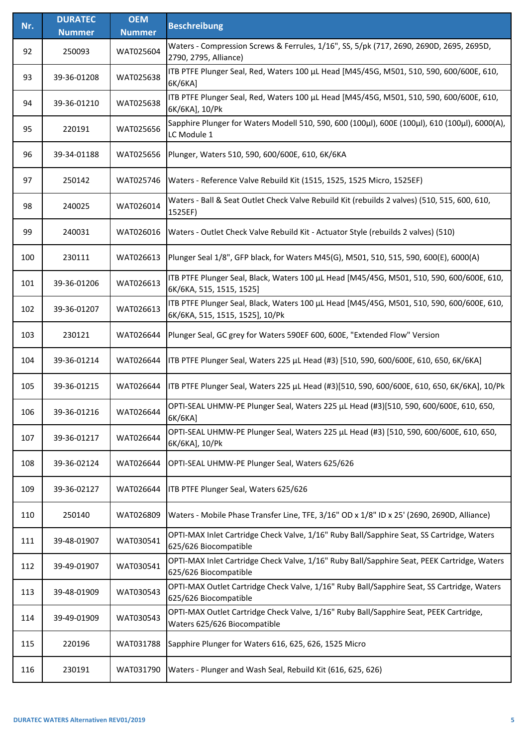| Nr. | DURATEC Nummer | OEM Nummer | Beschreibung |
|---|---|---|---|
| 92 | 250093 | WAT025604 | Waters - Compression Screws & Ferrules, 1/16", SS, 5/pk (717, 2690, 2690D, 2695, 2695D, 2790, 2795, Alliance) |
| 93 | 39-36-01208 | WAT025638 | ITB PTFE Plunger Seal, Red, Waters 100 µL Head [M45/45G, M501, 510, 590, 600/600E, 610, 6K/6KA] |
| 94 | 39-36-01210 | WAT025638 | ITB PTFE Plunger Seal, Red, Waters 100 µL Head [M45/45G, M501, 510, 590, 600/600E, 610, 6K/6KA], 10/Pk |
| 95 | 220191 | WAT025656 | Sapphire Plunger for Waters Modell 510, 590, 600 (100µl), 600E (100µl), 610 (100µl), 6000(A), LC Module 1 |
| 96 | 39-34-01188 | WAT025656 | Plunger, Waters 510, 590, 600/600E, 610, 6K/6KA |
| 97 | 250142 | WAT025746 | Waters - Reference Valve Rebuild Kit (1515, 1525, 1525 Micro, 1525EF) |
| 98 | 240025 | WAT026014 | Waters - Ball & Seat Outlet Check Valve Rebuild Kit (rebuilds 2 valves) (510, 515, 600, 610, 1525EF) |
| 99 | 240031 | WAT026016 | Waters - Outlet Check Valve Rebuild Kit - Actuator Style (rebuilds 2 valves) (510) |
| 100 | 230111 | WAT026613 | Plunger Seal 1/8", GFP black, for Waters M45(G), M501, 510, 515, 590, 600(E), 6000(A) |
| 101 | 39-36-01206 | WAT026613 | ITB PTFE Plunger Seal, Black, Waters 100 µL Head [M45/45G, M501, 510, 590, 600/600E, 610, 6K/6KA, 515, 1515, 1525] |
| 102 | 39-36-01207 | WAT026613 | ITB PTFE Plunger Seal, Black, Waters 100 µL Head [M45/45G, M501, 510, 590, 600/600E, 610, 6K/6KA, 515, 1515, 1525], 10/Pk |
| 103 | 230121 | WAT026644 | Plunger Seal, GC grey for Waters 590EF 600, 600E, "Extended Flow" Version |
| 104 | 39-36-01214 | WAT026644 | ITB PTFE Plunger Seal, Waters 225 µL Head (#3) [510, 590, 600/600E, 610, 650, 6K/6KA] |
| 105 | 39-36-01215 | WAT026644 | ITB PTFE Plunger Seal, Waters 225 µL Head (#3)[510, 590, 600/600E, 610, 650, 6K/6KA], 10/Pk |
| 106 | 39-36-01216 | WAT026644 | OPTI-SEAL UHMW-PE Plunger Seal, Waters 225 µL Head (#3)[510, 590, 600/600E, 610, 650, 6K/6KA] |
| 107 | 39-36-01217 | WAT026644 | OPTI-SEAL UHMW-PE Plunger Seal, Waters 225 µL Head (#3) [510, 590, 600/600E, 610, 650, 6K/6KA], 10/Pk |
| 108 | 39-36-02124 | WAT026644 | OPTI-SEAL UHMW-PE Plunger Seal, Waters 625/626 |
| 109 | 39-36-02127 | WAT026644 | ITB PTFE Plunger Seal, Waters 625/626 |
| 110 | 250140 | WAT026809 | Waters - Mobile Phase Transfer Line, TFE, 3/16" OD x 1/8" ID x 25' (2690, 2690D, Alliance) |
| 111 | 39-48-01907 | WAT030541 | OPTI-MAX Inlet Cartridge Check Valve, 1/16" Ruby Ball/Sapphire Seat, SS Cartridge, Waters 625/626 Biocompatible |
| 112 | 39-49-01907 | WAT030541 | OPTI-MAX Inlet Cartridge Check Valve, 1/16" Ruby Ball/Sapphire Seat, PEEK Cartridge, Waters 625/626 Biocompatible |
| 113 | 39-48-01909 | WAT030543 | OPTI-MAX Outlet Cartridge Check Valve, 1/16" Ruby Ball/Sapphire Seat, SS Cartridge, Waters 625/626 Biocompatible |
| 114 | 39-49-01909 | WAT030543 | OPTI-MAX Outlet Cartridge Check Valve, 1/16" Ruby Ball/Sapphire Seat, PEEK Cartridge, Waters 625/626 Biocompatible |
| 115 | 220196 | WAT031788 | Sapphire Plunger for Waters 616, 625, 626, 1525 Micro |
| 116 | 230191 | WAT031790 | Waters - Plunger and Wash Seal, Rebuild Kit (616, 625, 626) |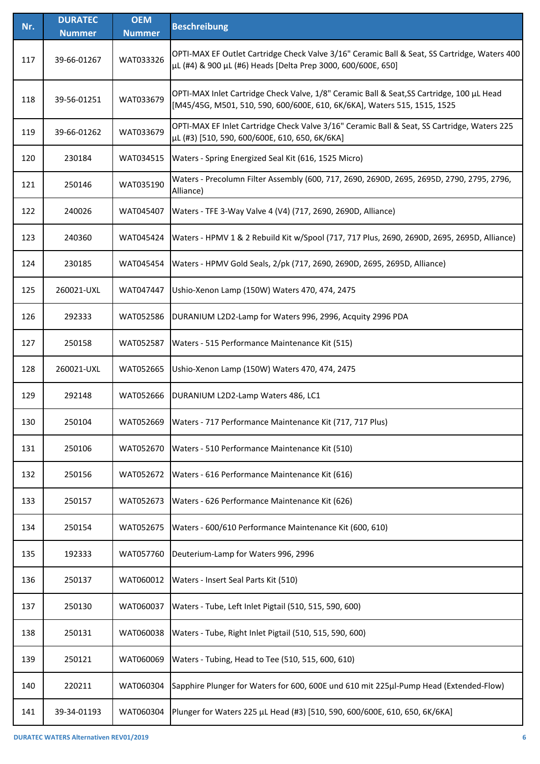| Nr. | DURATEC Nummer | OEM Nummer | Beschreibung |
|---|---|---|---|
| 117 | 39-66-01267 | WAT033326 | OPTI-MAX EF Outlet Cartridge Check Valve 3/16" Ceramic Ball & Seat, SS Cartridge, Waters 400 µL (#4) & 900 µL (#6) Heads [Delta Prep 3000, 600/600E, 650] |
| 118 | 39-56-01251 | WAT033679 | OPTI-MAX Inlet Cartridge Check Valve, 1/8" Ceramic Ball & Seat,SS Cartridge, 100 µL Head [M45/45G, M501, 510, 590, 600/600E, 610, 6K/6KA], Waters 515, 1515, 1525 |
| 119 | 39-66-01262 | WAT033679 | OPTI-MAX EF Inlet Cartridge Check Valve 3/16" Ceramic Ball & Seat, SS Cartridge, Waters 225 µL (#3) [510, 590, 600/600E, 610, 650, 6K/6KA] |
| 120 | 230184 | WAT034515 | Waters - Spring Energized Seal Kit (616, 1525 Micro) |
| 121 | 250146 | WAT035190 | Waters - Precolumn Filter Assembly (600, 717, 2690, 2690D, 2695, 2695D, 2790, 2795, 2796, Alliance) |
| 122 | 240026 | WAT045407 | Waters - TFE 3-Way Valve 4 (V4) (717, 2690, 2690D, Alliance) |
| 123 | 240360 | WAT045424 | Waters - HPMV 1 & 2 Rebuild Kit w/Spool (717, 717 Plus, 2690, 2690D, 2695, 2695D, Alliance) |
| 124 | 230185 | WAT045454 | Waters - HPMV Gold Seals, 2/pk (717, 2690, 2690D, 2695, 2695D, Alliance) |
| 125 | 260021-UXL | WAT047447 | Ushio-Xenon Lamp (150W) Waters 470, 474, 2475 |
| 126 | 292333 | WAT052586 | DURANIUM L2D2-Lamp for Waters 996, 2996, Acquity 2996 PDA |
| 127 | 250158 | WAT052587 | Waters - 515 Performance Maintenance Kit (515) |
| 128 | 260021-UXL | WAT052665 | Ushio-Xenon Lamp (150W) Waters 470, 474, 2475 |
| 129 | 292148 | WAT052666 | DURANIUM L2D2-Lamp Waters 486, LC1 |
| 130 | 250104 | WAT052669 | Waters - 717 Performance Maintenance Kit (717, 717 Plus) |
| 131 | 250106 | WAT052670 | Waters - 510 Performance Maintenance Kit (510) |
| 132 | 250156 | WAT052672 | Waters - 616 Performance Maintenance Kit (616) |
| 133 | 250157 | WAT052673 | Waters - 626 Performance Maintenance Kit (626) |
| 134 | 250154 | WAT052675 | Waters - 600/610 Performance Maintenance Kit (600, 610) |
| 135 | 192333 | WAT057760 | Deuterium-Lamp for Waters 996, 2996 |
| 136 | 250137 | WAT060012 | Waters - Insert Seal Parts Kit (510) |
| 137 | 250130 | WAT060037 | Waters - Tube, Left Inlet Pigtail (510, 515, 590, 600) |
| 138 | 250131 | WAT060038 | Waters - Tube, Right Inlet Pigtail (510, 515, 590, 600) |
| 139 | 250121 | WAT060069 | Waters - Tubing, Head to Tee (510, 515, 600, 610) |
| 140 | 220211 | WAT060304 | Sapphire Plunger for Waters for 600, 600E und 610 mit 225µl-Pump Head (Extended-Flow) |
| 141 | 39-34-01193 | WAT060304 | Plunger for Waters 225 µL Head (#3) [510, 590, 600/600E, 610, 650, 6K/6KA] |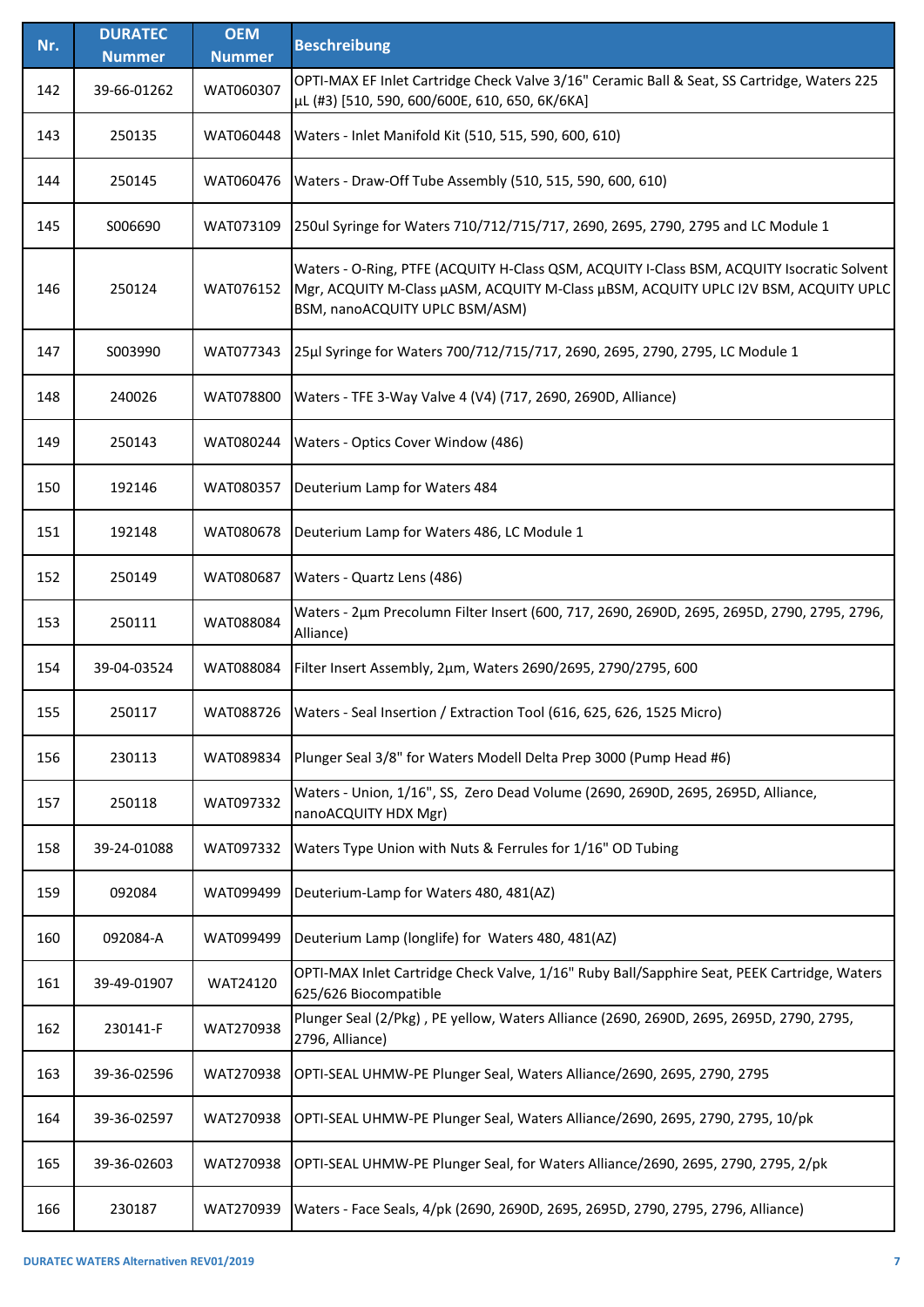| Nr. | DURATEC Nummer | OEM Nummer | Beschreibung |
|---|---|---|---|
| 142 | 39-66-01262 | WAT060307 | OPTI-MAX EF Inlet Cartridge Check Valve 3/16" Ceramic Ball & Seat, SS Cartridge, Waters 225 µL (#3) [510, 590, 600/600E, 610, 650, 6K/6KA] |
| 143 | 250135 | WAT060448 | Waters - Inlet Manifold Kit (510, 515, 590, 600, 610) |
| 144 | 250145 | WAT060476 | Waters - Draw-Off Tube Assembly (510, 515, 590, 600, 610) |
| 145 | S006690 | WAT073109 | 250ul Syringe for Waters 710/712/715/717, 2690, 2695, 2790, 2795 and LC Module 1 |
| 146 | 250124 | WAT076152 | Waters - O-Ring, PTFE (ACQUITY H-Class QSM, ACQUITY I-Class BSM, ACQUITY Isocratic Solvent Mgr, ACQUITY M-Class µASM, ACQUITY M-Class µBSM, ACQUITY UPLC I2V BSM, ACQUITY UPLC BSM, nanoACQUITY UPLC BSM/ASM) |
| 147 | S003990 | WAT077343 | 25µl Syringe for Waters 700/712/715/717, 2690, 2695, 2790, 2795, LC Module 1 |
| 148 | 240026 | WAT078800 | Waters - TFE 3-Way Valve 4 (V4) (717, 2690, 2690D, Alliance) |
| 149 | 250143 | WAT080244 | Waters - Optics Cover Window (486) |
| 150 | 192146 | WAT080357 | Deuterium Lamp for Waters 484 |
| 151 | 192148 | WAT080678 | Deuterium Lamp for Waters 486, LC Module 1 |
| 152 | 250149 | WAT080687 | Waters - Quartz Lens (486) |
| 153 | 250111 | WAT088084 | Waters - 2µm Precolumn Filter Insert (600, 717, 2690, 2690D, 2695, 2695D, 2790, 2795, 2796, Alliance) |
| 154 | 39-04-03524 | WAT088084 | Filter Insert Assembly, 2µm, Waters 2690/2695, 2790/2795, 600 |
| 155 | 250117 | WAT088726 | Waters - Seal Insertion / Extraction Tool (616, 625, 626, 1525 Micro) |
| 156 | 230113 | WAT089834 | Plunger Seal 3/8" for Waters Modell Delta Prep 3000 (Pump Head #6) |
| 157 | 250118 | WAT097332 | Waters - Union, 1/16", SS, Zero Dead Volume (2690, 2690D, 2695, 2695D, Alliance, nanoACQUITY HDX Mgr) |
| 158 | 39-24-01088 | WAT097332 | Waters Type Union with Nuts & Ferrules for 1/16" OD Tubing |
| 159 | 092084 | WAT099499 | Deuterium-Lamp for Waters 480, 481(AZ) |
| 160 | 092084-A | WAT099499 | Deuterium Lamp (longlife) for Waters 480, 481(AZ) |
| 161 | 39-49-01907 | WAT24120 | OPTI-MAX Inlet Cartridge Check Valve, 1/16" Ruby Ball/Sapphire Seat, PEEK Cartridge, Waters 625/626 Biocompatible |
| 162 | 230141-F | WAT270938 | Plunger Seal (2/Pkg) , PE yellow, Waters Alliance (2690, 2690D, 2695, 2695D, 2790, 2795, 2796, Alliance) |
| 163 | 39-36-02596 | WAT270938 | OPTI-SEAL UHMW-PE Plunger Seal, Waters Alliance/2690, 2695, 2790, 2795 |
| 164 | 39-36-02597 | WAT270938 | OPTI-SEAL UHMW-PE Plunger Seal, Waters Alliance/2690, 2695, 2790, 2795, 10/pk |
| 165 | 39-36-02603 | WAT270938 | OPTI-SEAL UHMW-PE Plunger Seal, for Waters Alliance/2690, 2695, 2790, 2795, 2/pk |
| 166 | 230187 | WAT270939 | Waters - Face Seals, 4/pk (2690, 2690D, 2695, 2695D, 2790, 2795, 2796, Alliance) |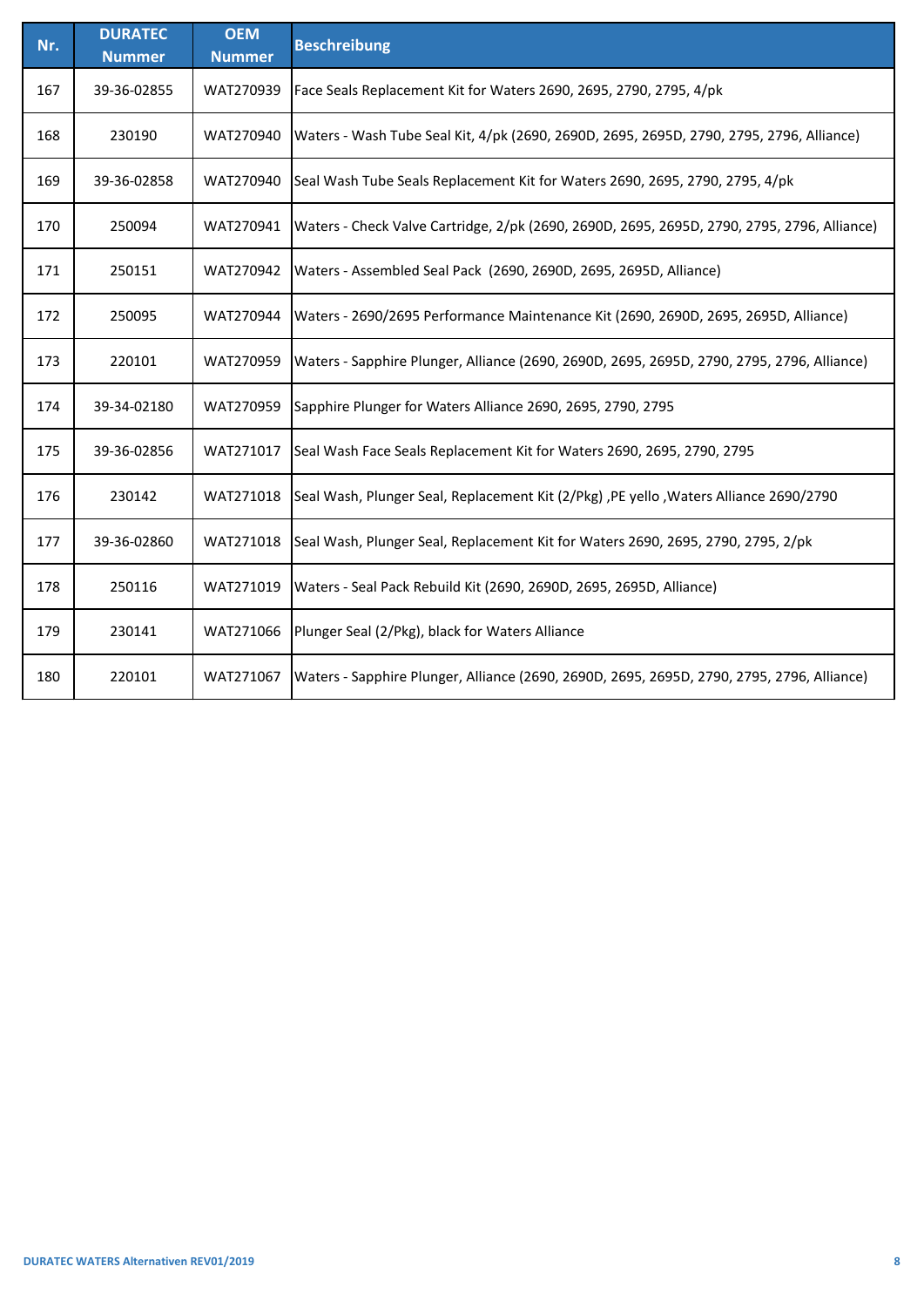| Nr. | DURATEC Nummer | OEM Nummer | Beschreibung |
|---|---|---|---|
| 167 | 39-36-02855 | WAT270939 | Face Seals Replacement Kit for Waters 2690, 2695, 2790, 2795, 4/pk |
| 168 | 230190 | WAT270940 | Waters - Wash Tube Seal Kit, 4/pk (2690, 2690D, 2695, 2695D, 2790, 2795, 2796, Alliance) |
| 169 | 39-36-02858 | WAT270940 | Seal Wash Tube Seals Replacement Kit for Waters 2690, 2695, 2790, 2795, 4/pk |
| 170 | 250094 | WAT270941 | Waters - Check Valve Cartridge, 2/pk (2690, 2690D, 2695, 2695D, 2790, 2795, 2796, Alliance) |
| 171 | 250151 | WAT270942 | Waters - Assembled Seal Pack (2690, 2690D, 2695, 2695D, Alliance) |
| 172 | 250095 | WAT270944 | Waters - 2690/2695 Performance Maintenance Kit (2690, 2690D, 2695, 2695D, Alliance) |
| 173 | 220101 | WAT270959 | Waters - Sapphire Plunger, Alliance (2690, 2690D, 2695, 2695D, 2790, 2795, 2796, Alliance) |
| 174 | 39-34-02180 | WAT270959 | Sapphire Plunger for Waters Alliance 2690, 2695, 2790, 2795 |
| 175 | 39-36-02856 | WAT271017 | Seal Wash Face Seals Replacement Kit for Waters 2690, 2695, 2790, 2795 |
| 176 | 230142 | WAT271018 | Seal Wash, Plunger Seal, Replacement Kit (2/Pkg) ,PE yello ,Waters Alliance 2690/2790 |
| 177 | 39-36-02860 | WAT271018 | Seal Wash, Plunger Seal, Replacement Kit for Waters 2690, 2695, 2790, 2795, 2/pk |
| 178 | 250116 | WAT271019 | Waters - Seal Pack Rebuild Kit (2690, 2690D, 2695, 2695D, Alliance) |
| 179 | 230141 | WAT271066 | Plunger Seal (2/Pkg), black for Waters Alliance |
| 180 | 220101 | WAT271067 | Waters - Sapphire Plunger, Alliance (2690, 2690D, 2695, 2695D, 2790, 2795, 2796, Alliance) |